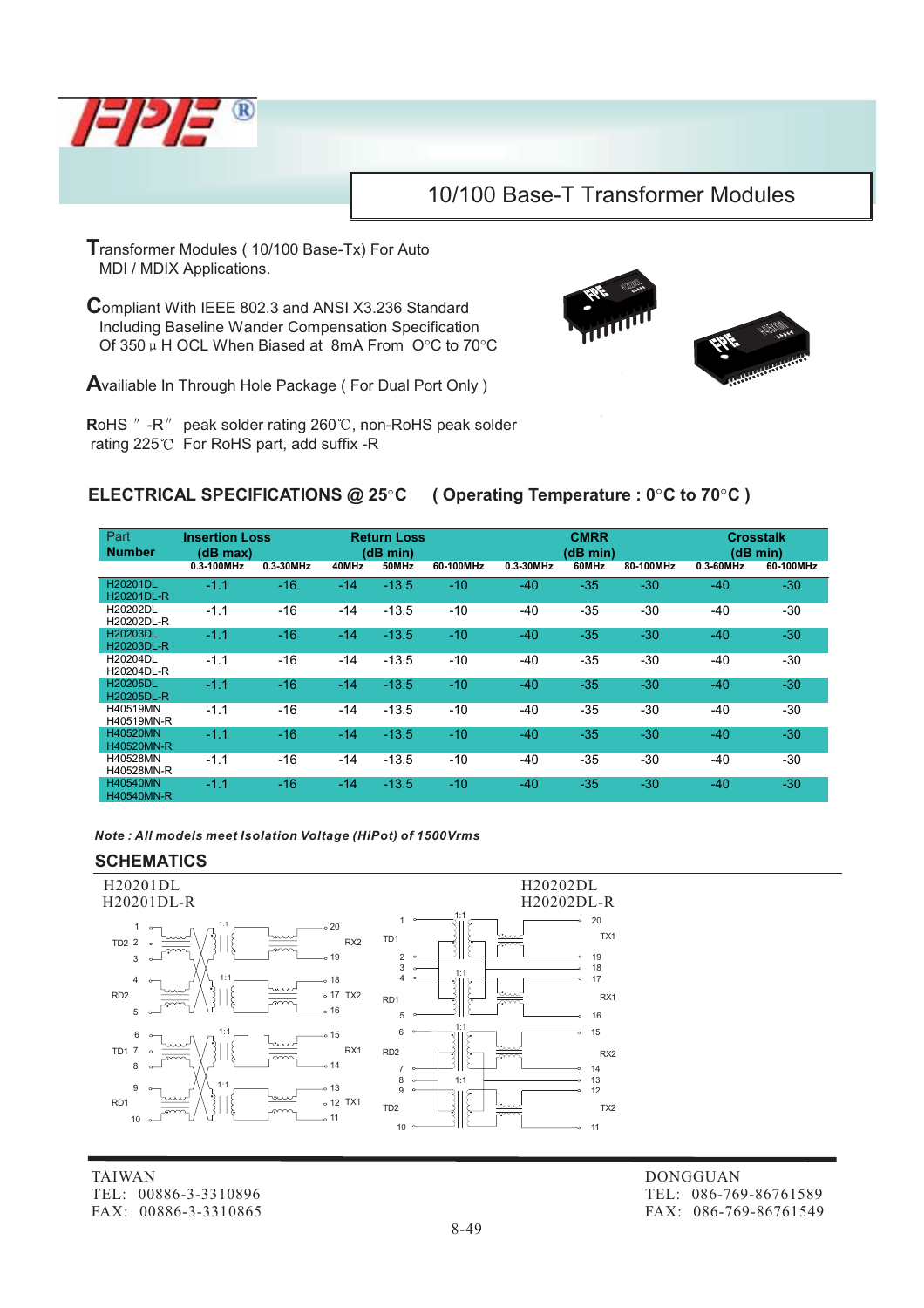# 10/100 Base-T Transformer Modules

**T**ransformer Modules ( 10/100 Base-Tx) For Auto MDI / MDIX Applications.

**C**ompliant With IEEE 802.3 and ANSI X3.236 Standard Including Baseline Wander Compensation Specification Of 350 µ H OCL When Biased at 8mA From O°C to 70°C

**A**vailiable In Through Hole Package ( For Dual Port Only )

**R**oHS ″ -R″ peak solder rating 260℃, non-RoHS peak solder rating 225℃ For RoHS part, add suffix -R

## ELECTRICAL SPECIFICATIONS @ 25°C ( Operating Temperature : 0°C to 70°C )

| Part Number | Insertion Loss (dB max) | Return Loss (dB min) | | | | CMRR (dB min) | | | Crosstalk (dB min) | |
|---|---|---|---|---|---|---|---|---|---|---|
| | 0.3-100MHz | 0.3-30MHz | 40MHz | 50MHz | 60-100MHz | 0.3-30MHz | 60MHz | 80-100MHz | 0.3-60MHz | 60-100MHz |
| H20201DL H20201DL-R | -1.1 | -16 | -14 | -13.5 | -10 | -40 | -35 | -30 | -40 | -30 |
| H20202DL H20202DL-R | -1.1 | -16 | -14 | -13.5 | -10 | -40 | -35 | -30 | -40 | -30 |
| H20203DL H20203DL-R | -1.1 | -16 | -14 | -13.5 | -10 | -40 | -35 | -30 | -40 | -30 |
| H20204DL H20204DL-R | -1.1 | -16 | -14 | -13.5 | -10 | -40 | -35 | -30 | -40 | -30 |
| H20205DL H20205DL-R | -1.1 | -16 | -14 | -13.5 | -10 | -40 | -35 | -30 | -40 | -30 |
| H40519MN H40519MN-R | -1.1 | -16 | -14 | -13.5 | -10 | -40 | -35 | -30 | -40 | -30 |
| H40520MN H40520MN-R | -1.1 | -16 | -14 | -13.5 | -10 | -40 | -35 | -30 | -40 | -30 |
| H40528MN H40528MN-R | -1.1 | -16 | -14 | -13.5 | -10 | -40 | -35 | -30 | -40 | -30 |
| H40540MN H40540MN-R | -1.1 | -16 | -14 | -13.5 | -10 | -40 | -35 | -30 | -40 | -30 |

***Note : All models meet Isolation Voltage (HiPot) of 1500Vrms***

## SCHEMATICS

H20201DL
H20201DL-R

H20202DL
H20202DL-R

TAIWAN
TEL: 00886-3-3310896
FAX: 00886-3-3310865

DONGGUAN
TEL: 086-769-86761589
FAX: 086-769-86761549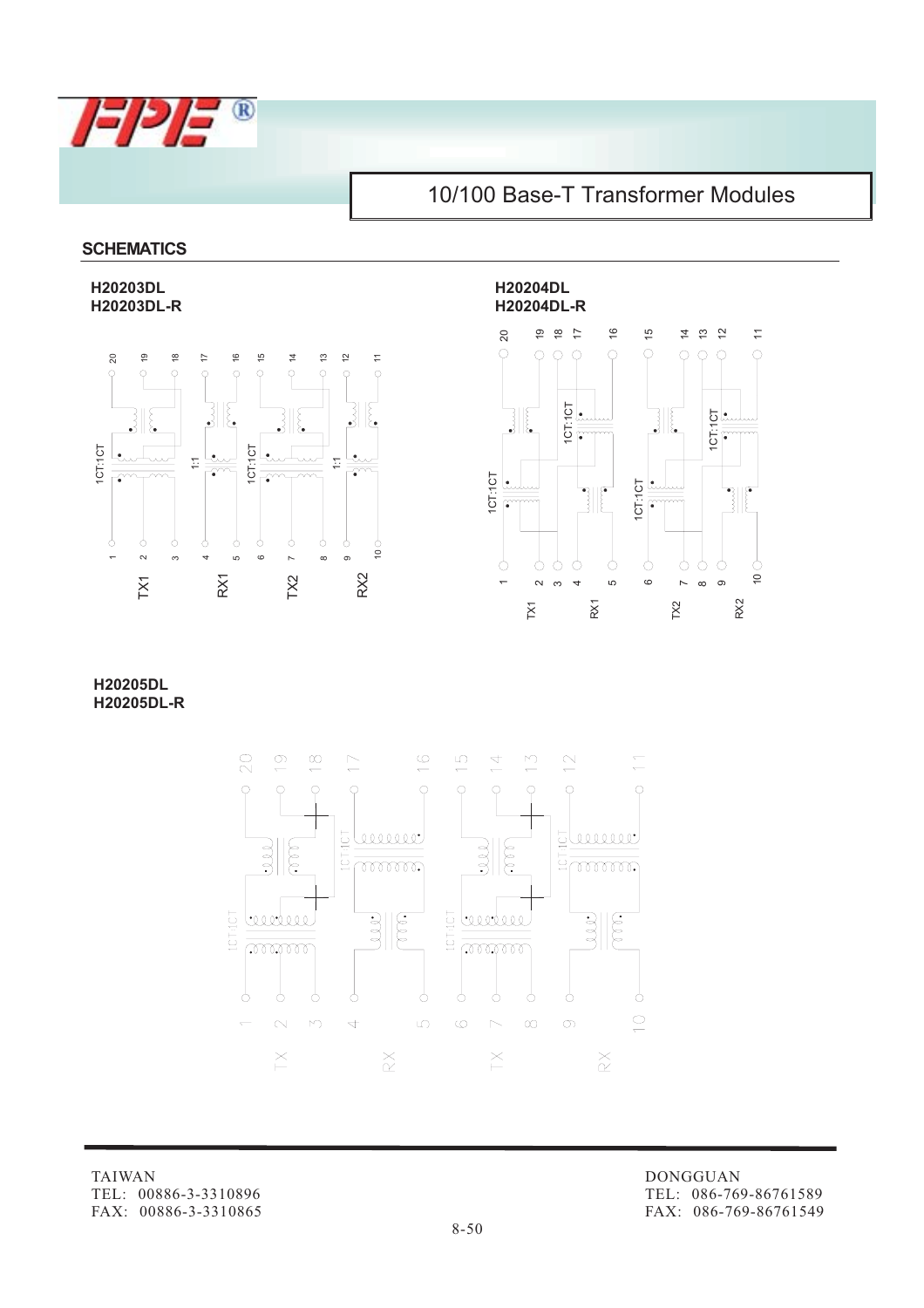# 10/100 Base-T Transformer Modules

## SCHEMATICS

**H20203DL**
**H20203DL-R**

20 19 18 17 16 15 14 13 12 11

1CT:1CT 1:1 1CT:1CT 1:1

1 2 3 4 5 6 7 8 9 10

TX1 RX1 TX2 RX2

**H20204DL**
**H20204DL-R**

20 19 18 17 16 15 14 13 12 11

1CT:1CT 1CT:1CT 1CT:1CT 1CT:1CT

1 2 3 4 5 6 7 8 9 10

TX1 RX1 TX2 RX2

**H20205DL**
**H20205DL-R**

20 19 18 17 16 15 14 13 12 11

1CT:1CT 1CT:1CT 1CT:1CT 1CT:1CT

1 2 3 4 5 6 7 8 9 10

TX RX TX RX

TAIWAN
TEL: 00886-3-3310896
FAX: 00886-3-3310865

DONGGUAN
TEL: 086-769-86761589
FAX: 086-769-86761549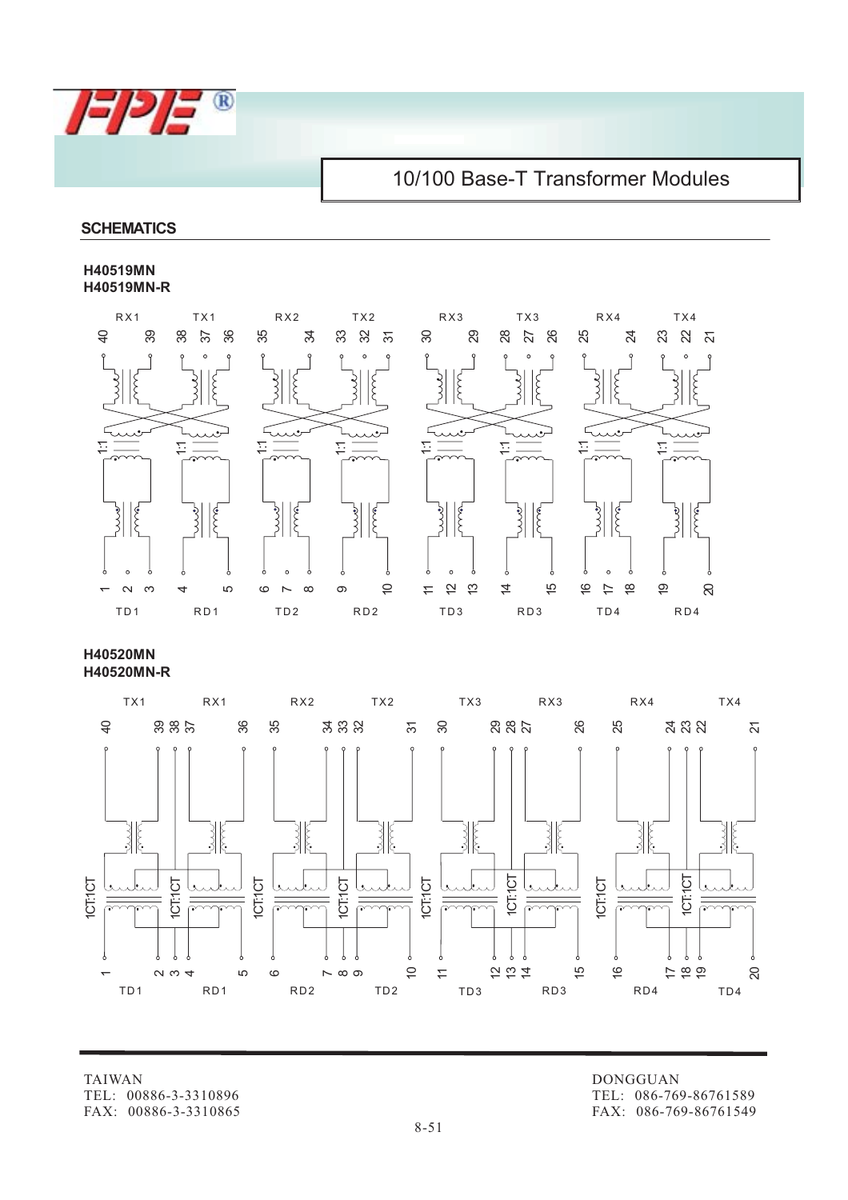# 10/100 Base-T Transformer Modules

## SCHEMATICS

**H40519MN**
**H40519MN-R**

RX1 TX1 RX2 TX2 RX3 TX3 RX4 TX4

40 39 38 37 36 35 34 33 32 31 30 29 28 27 26 25 24 23 22 21

1:1 1:1 1:1 1:1 1:1 1:1 1:1 1:1

1 2 3 4 5 6 7 8 9 10 11 12 13 14 15 16 17 18 19 20

TD1 RD1 TD2 RD2 TD3 RD3 TD4 RD4

**H40520MN**
**H40520MN-R**

TX1 RX1 RX2 TX2 TX3 RX3 RX4 TX4

40 39 38 37 36 35 34 33 32 31 30 29 28 27 26 25 24 23 22 21

1CT:1CT 1CT:1CT 1CT:1CT 1CT:1CT 1CT:1CT 1CT:1CT 1CT:1CT 1CT:1CT

1 2 3 4 5 6 7 8 9 10 11 12 13 14 15 16 17 18 19 20

TD1 RD1 RD2 TD2 TD3 RD3 RD4 TD4

TAIWAN
TEL: 00886-3-3310896
FAX: 00886-3-3310865

DONGGUAN
TEL: 086-769-86761589
FAX: 086-769-86761549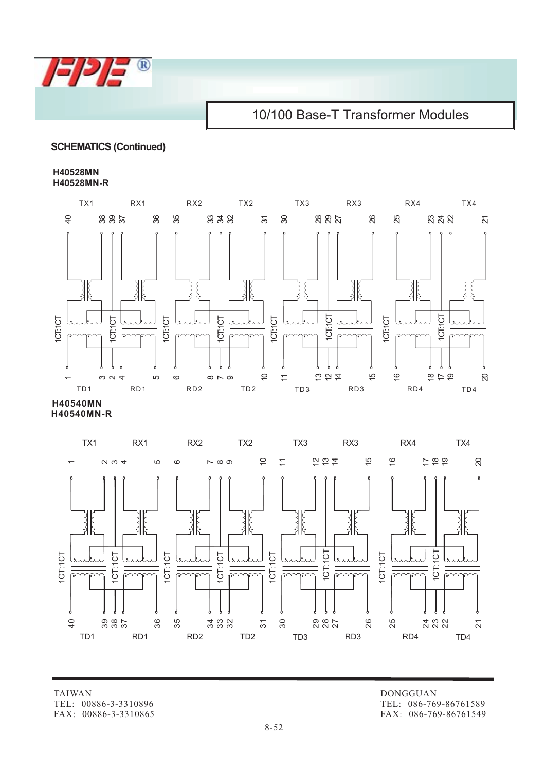## 10/100 Base-T Transformer Modules

### SCHEMATICS (Continued)

**H40528MN**
**H40528MN-R**

TX1 RX1 RX2 TX2 TX3 RX3 RX4 TX4

40 38 39 37 36 35 33 34 32 31 30 28 29 27 26 25 23 24 22 21

1CT:1CT 1CT:1CT 1CT:1CT 1CT:1CT 1CT:1CT 1CT:1CT 1CT:1CT 1CT:1CT

1 3 2 4 5 6 8 7 9 10 11 13 12 14 15 16 18 17 19 20

TD1 RD1 RD2 TD2 TD3 RD3 RD4 TD4

**H40540MN**
**H40540MN-R**

TX1 RX1 RX2 TX2 TX3 RX3 RX4 TX4

1 2 3 4 5 6 7 8 9 10 11 12 13 14 15 16 17 18 19 20

1CT:1CT 1CT:1CT 1CT:1CT 1CT:1CT 1CT:1CT 1CT:1CT 1CT:1CT 1CT:1CT

40 39 38 37 36 35 34 33 32 31 30 29 28 27 26 25 24 23 22 21

TD1 RD1 RD2 TD2 TD3 RD3 RD4 TD4

TAIWAN
TEL: 00886-3-3310896
FAX: 00886-3-3310865

DONGGUAN
TEL: 086-769-86761589
FAX: 086-769-86761549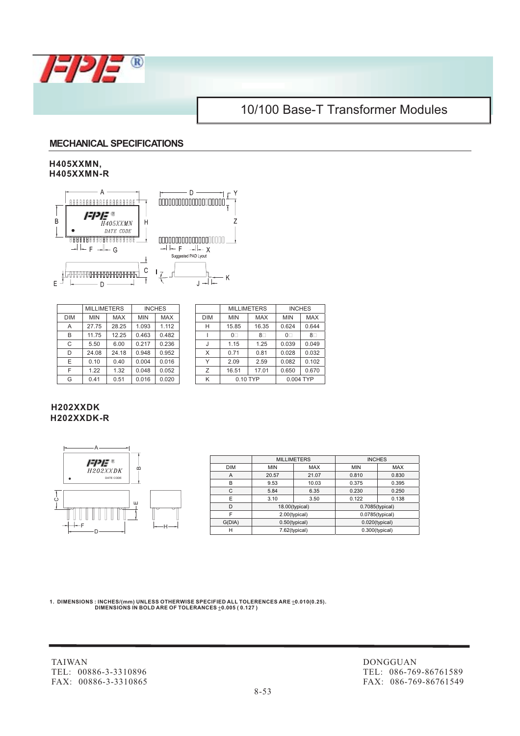# 10/100 Base-T Transformer Modules

## MECHANICAL SPECIFICATIONS

### H405XXMN, H405XXMN-R

A
D
Y
B
H
Z
F
G
F
X
Suggested PAD Lyout
C
E
D
I
J
K

| | MILLIMETERS | | INCHES | |
|---|---|---|---|---|
| DIM | MIN | MAX | MIN | MAX |
| A | 27.75 | 28.25 | 1.093 | 1.112 |
| B | 11.75 | 12.25 | 0.463 | 0.482 |
| C | 5.50 | 6.00 | 0.217 | 0.236 |
| D | 24.08 | 24.18 | 0.948 | 0.952 |
| E | 0.10 | 0.40 | 0.004 | 0.016 |
| F | 1.22 | 1.32 | 0.048 | 0.052 |
| G | 0.41 | 0.51 | 0.016 | 0.020 |

| | MILLIMETERS | | INCHES | |
|---|---|---|---|---|
| DIM | MIN | MAX | MIN | MAX |
| H | 15.85 | 16.35 | 0.624 | 0.644 |
| I | 0° | 8° | 0° | 8° |
| J | 1.15 | 1.25 | 0.039 | 0.049 |
| X | 0.71 | 0.81 | 0.028 | 0.032 |
| Y | 2.09 | 2.59 | 0.082 | 0.102 |
| Z | 16.51 | 17.01 | 0.650 | 0.670 |
| K | 0.10 TYP | | 0.004 TYP | |

### H202XXDK H202XXDK-R

A
B
C
E
F
D
H

| | MILLIMETERS | | INCHES | |
|---|---|---|---|---|
| DIM | MIN | MAX | MIN | MAX |
| A | 20.57 | 21.07 | 0.810 | 0.830 |
| B | 9.53 | 10.03 | 0.375 | 0.395 |
| C | 5.84 | 6.35 | 0.230 | 0.250 |
| E | 3.10 | 3.50 | 0.122 | 0.138 |
| D | 18.00(typical) | | 0.7085(typical) | |
| F | 2.00(typical) | | 0.0785(typical) | |
| G(DIA) | 0.50(typical) | | 0.020(typical) | |
| H | 7.62(typical) | | 0.300(typical) | |

**1. DIMENSIONS : INCHES/(mm) UNLESS OTHERWISE SPECIFIED ALL TOLERENCES ARE ±0.010(0.25).**
**DIMENSIONS IN BOLD ARE OF TOLERANCES ±0.005 ( 0.127 )**

TAIWAN
TEL: 00886-3-3310896
FAX: 00886-3-3310865

DONGGUAN
TEL: 086-769-86761589
FAX: 086-769-86761549